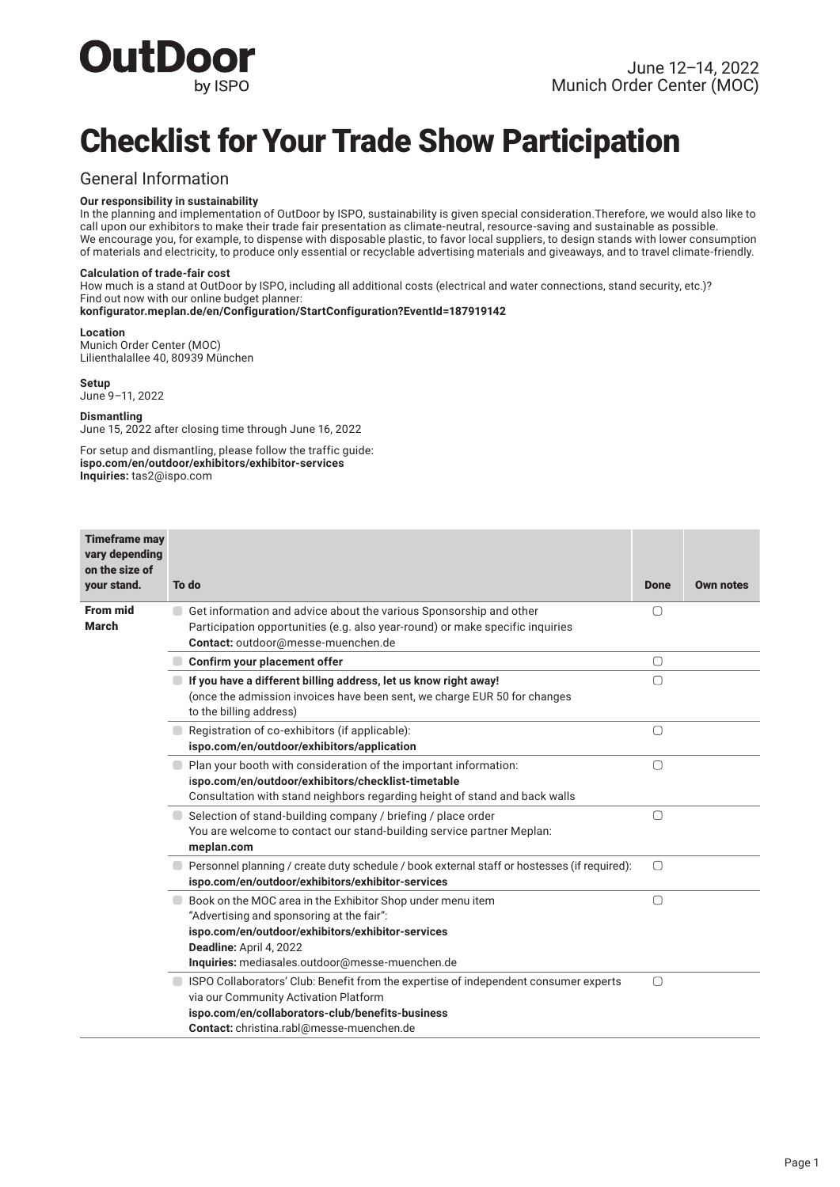**OutDoor**
by ISPO

June 12–14, 2022
Munich Order Center (MOC)

# Checklist for Your Trade Show Participation

## General Information

**Our responsibility in sustainability**
In the planning and implementation of OutDoor by ISPO, sustainability is given special consideration.Therefore, we would also like to call upon our exhibitors to make their trade fair presentation as climate-neutral, resource-saving and sustainable as possible. We encourage you, for example, to dispense with disposable plastic, to favor local suppliers, to design stands with lower consumption of materials and electricity, to produce only essential or recyclable advertising materials and giveaways, and to travel climate-friendly.

**Calculation of trade-fair cost**
How much is a stand at OutDoor by ISPO, including all additional costs (electrical and water connections, stand security, etc.)? Find out now with our online budget planner:
**konfigurator.meplan.de/en/Configuration/StartConfiguration?EventId=187919142**

**Location**
Munich Order Center (MOC)
Lilienthalallee 40, 80939 München

**Setup**
June 9–11, 2022

**Dismantling**
June 15, 2022 after closing time through June 16, 2022

For setup and dismantling, please follow the traffic guide:
**ispo.com/en/outdoor/exhibitors/exhibitor-services**
**Inquiries:** tas2@ispo.com

| Timeframe may vary depending on the size of your stand. | To do | Done | Own notes |
|---|---|---|---|
| **From mid March** | Get information and advice about the various Sponsorship and other Participation opportunities (e.g. also year-round) or make specific inquiries<br>**Contact:** outdoor@messe-muenchen.de | ☐ | |
| | **Confirm your placement offer** | ☐ | |
| | **If you have a different billing address, let us know right away!**<br>(once the admission invoices have been sent, we charge EUR 50 for changes to the billing address) | ☐ | |
| | Registration of co-exhibitors (if applicable):<br>**ispo.com/en/outdoor/exhibitors/application** | ☐ | |
| | Plan your booth with consideration of the important information:<br>i**spo.com/en/outdoor/exhibitors/checklist-timetable**<br>Consultation with stand neighbors regarding height of stand and back walls | ☐ | |
| | Selection of stand-building company / briefing / place order<br>You are welcome to contact our stand-building service partner Meplan:<br>**meplan.com** | ☐ | |
| | Personnel planning / create duty schedule / book external staff or hostesses (if required):<br>**ispo.com/en/outdoor/exhibitors/exhibitor-services** | ☐ | |
| | Book on the MOC area in the Exhibitor Shop under menu item "Advertising and sponsoring at the fair":<br>**ispo.com/en/outdoor/exhibitors/exhibitor-services**<br>**Deadline:** April 4, 2022<br>**Inquiries:** mediasales.outdoor@messe-muenchen.de | ☐ | |
| | ISPO Collaborators' Club: Benefit from the expertise of independent consumer experts via our Community Activation Platform<br>**ispo.com/en/collaborators-club/benefits-business**<br>**Contact:** christina.rabl@messe-muenchen.de | ☐ | |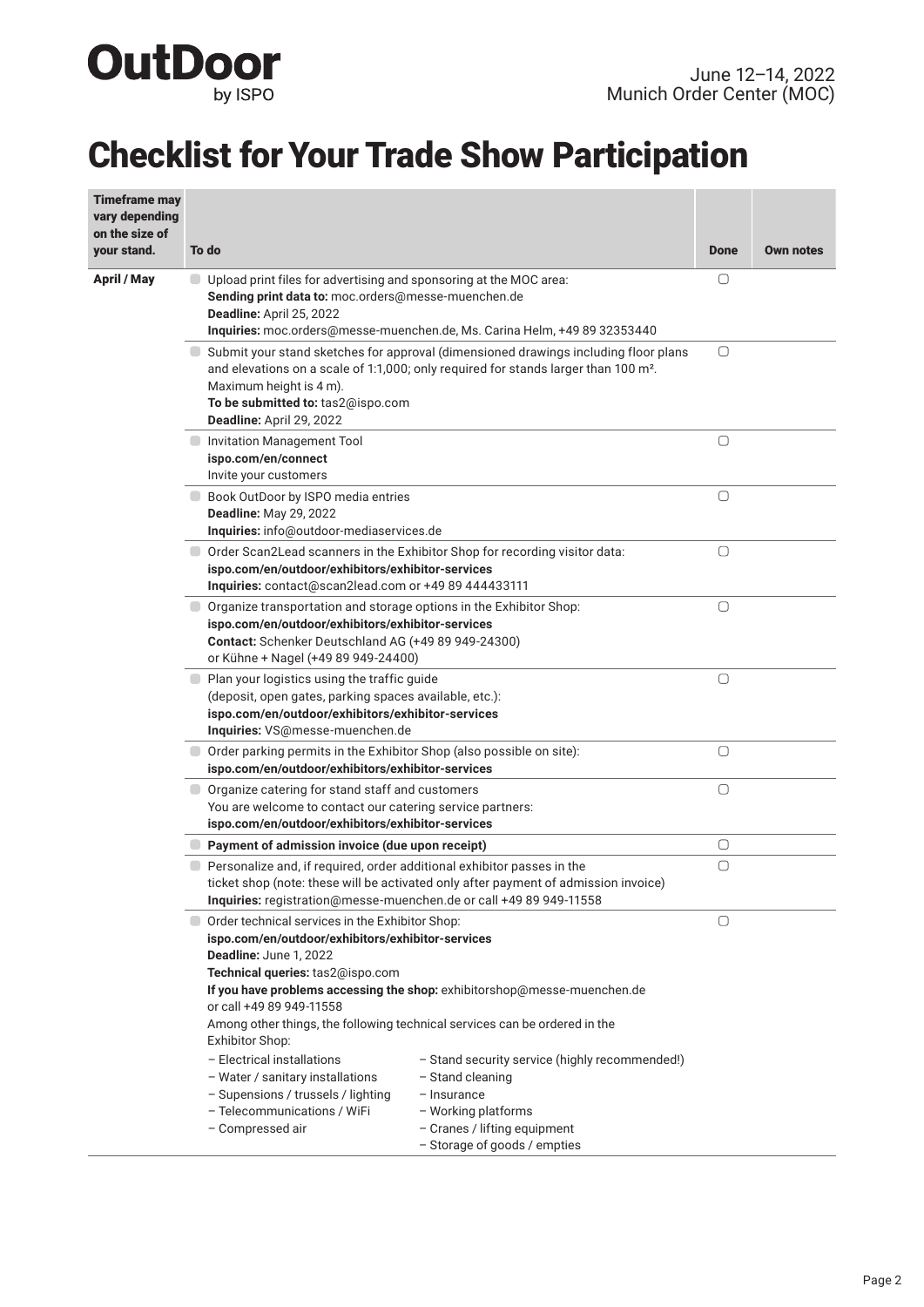**OutDoor** by ISPO

June 12–14, 2022
Munich Order Center (MOC)

# Checklist for Your Trade Show Participation

| Timeframe may vary depending on the size of your stand. | To do | Done | Own notes |
|---|---|---|---|
| **April / May** | Upload print files for advertising and sponsoring at the MOC area:<br>**Sending print data to:** moc.orders@messe-muenchen.de<br>**Deadline:** April 25, 2022<br>**Inquiries:** moc.orders@messe-muenchen.de, Ms. Carina Helm, +49 89 32353440 | ▢ | |
| | Submit your stand sketches for approval (dimensioned drawings including floor plans and elevations on a scale of 1:1,000; only required for stands larger than 100 m². Maximum height is 4 m).<br>**To be submitted to:** tas2@ispo.com<br>**Deadline:** April 29, 2022 | ▢ | |
| | Invitation Management Tool<br>**ispo.com/en/connect**<br>Invite your customers | ▢ | |
| | Book OutDoor by ISPO media entries<br>**Deadline:** May 29, 2022<br>**Inquiries:** info@outdoor-mediaservices.de | ▢ | |
| | Order Scan2Lead scanners in the Exhibitor Shop for recording visitor data:<br>**ispo.com/en/outdoor/exhibitors/exhibitor-services**<br>**Inquiries:** contact@scan2lead.com or +49 89 444433111 | ▢ | |
| | Organize transportation and storage options in the Exhibitor Shop:<br>**ispo.com/en/outdoor/exhibitors/exhibitor-services**<br>**Contact:** Schenker Deutschland AG (+49 89 949-24300)<br>or Kühne + Nagel (+49 89 949-24400) | ▢ | |
| | Plan your logistics using the traffic guide<br>(deposit, open gates, parking spaces available, etc.):<br>**ispo.com/en/outdoor/exhibitors/exhibitor-services**<br>**Inquiries:** VS@messe-muenchen.de | ▢ | |
| | Order parking permits in the Exhibitor Shop (also possible on site):<br>**ispo.com/en/outdoor/exhibitors/exhibitor-services** | ▢ | |
| | Organize catering for stand staff and customers<br>You are welcome to contact our catering service partners:<br>**ispo.com/en/outdoor/exhibitors/exhibitor-services** | ▢ | |
| | **Payment of admission invoice (due upon receipt)** | ▢ | |
| | Personalize and, if required, order additional exhibitor passes in the ticket shop (note: these will be activated only after payment of admission invoice)<br>**Inquiries:** registration@messe-muenchen.de or call +49 89 949-11558 | ▢ | |
| | Order technical services in the Exhibitor Shop:<br>**ispo.com/en/outdoor/exhibitors/exhibitor-services**<br>**Deadline:** June 1, 2022<br>**Technical queries:** tas2@ispo.com<br>**If you have problems accessing the shop:** exhibitorshop@messe-muenchen.de or call +49 89 949-11558<br>Among other things, the following technical services can be ordered in the Exhibitor Shop:<br>– Electrical installations<br>– Water / sanitary installations<br>– Supensions / trussels / lighting<br>– Telecommunications / WiFi<br>– Compressed air<br>– Stand security service (highly recommended!)<br>– Stand cleaning<br>– Insurance<br>– Working platforms<br>– Cranes / lifting equipment<br>– Storage of goods / empties | ▢ | |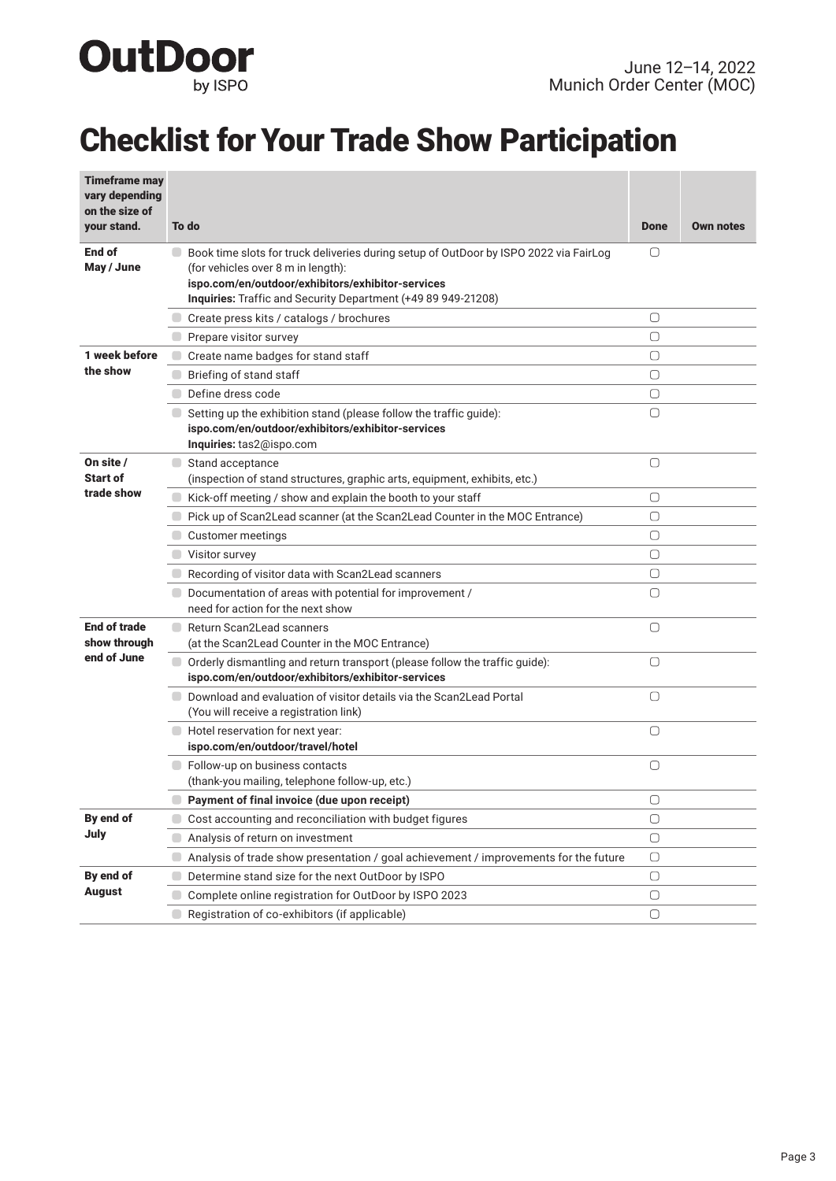OutDoor by ISPO

June 12–14, 2022
Munich Order Center (MOC)

# Checklist for Your Trade Show Participation

| Timeframe may vary depending on the size of your stand. | To do | Done | Own notes |
|---|---|---|---|
| End of May / June | Book time slots for truck deliveries during setup of OutDoor by ISPO 2022 via FairLog (for vehicles over 8 m in length): **ispo.com/en/outdoor/exhibitors/exhibitor-services** **Inquiries:** Traffic and Security Department (+49 89 949-21208) | ▢ | |
| | Create press kits / catalogs / brochures | ▢ | |
| | Prepare visitor survey | ▢ | |
| 1 week before the show | Create name badges for stand staff | ▢ | |
| | Briefing of stand staff | ▢ | |
| | Define dress code | ▢ | |
| | Setting up the exhibition stand (please follow the traffic guide): **ispo.com/en/outdoor/exhibitors/exhibitor-services** **Inquiries:** tas2@ispo.com | ▢ | |
| On site / Start of trade show | Stand acceptance (inspection of stand structures, graphic arts, equipment, exhibits, etc.) | ▢ | |
| | Kick-off meeting / show and explain the booth to your staff | ▢ | |
| | Pick up of Scan2Lead scanner (at the Scan2Lead Counter in the MOC Entrance) | ▢ | |
| | Customer meetings | ▢ | |
| | Visitor survey | ▢ | |
| | Recording of visitor data with Scan2Lead scanners | ▢ | |
| | Documentation of areas with potential for improvement / need for action for the next show | ▢ | |
| End of trade show through end of June | Return Scan2Lead scanners (at the Scan2Lead Counter in the MOC Entrance) | ▢ | |
| | Orderly dismantling and return transport (please follow the traffic guide): **ispo.com/en/outdoor/exhibitors/exhibitor-services** | ▢ | |
| | Download and evaluation of visitor details via the Scan2Lead Portal (You will receive a registration link) | ▢ | |
| | Hotel reservation for next year: **ispo.com/en/outdoor/travel/hotel** | ▢ | |
| | Follow-up on business contacts (thank-you mailing, telephone follow-up, etc.) | ▢ | |
| | **Payment of final invoice (due upon receipt)** | ▢ | |
| By end of July | Cost accounting and reconciliation with budget figures | ▢ | |
| | Analysis of return on investment | ▢ | |
| | Analysis of trade show presentation / goal achievement / improvements for the future | ▢ | |
| By end of August | Determine stand size for the next OutDoor by ISPO | ▢ | |
| | Complete online registration for OutDoor by ISPO 2023 | ▢ | |
| | Registration of co-exhibitors (if applicable) | ▢ | |